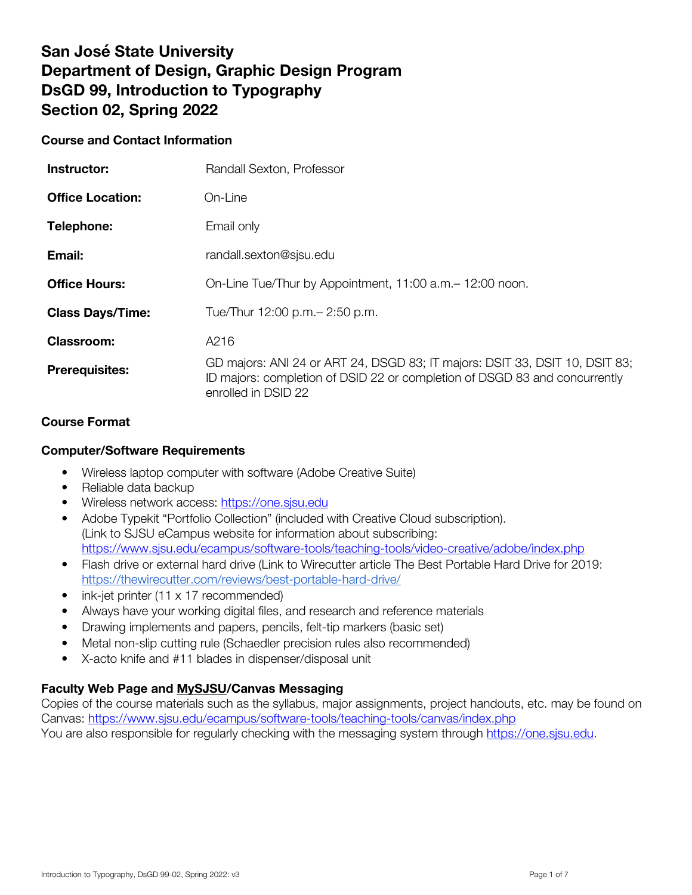# San José State University
# Department of Design, Graphic Design Program
# DsGD 99, Introduction to Typography
# Section 02, Spring 2022

## Course and Contact Information

| | |
|---|---|
| **Instructor:** | Randall Sexton, Professor |
| **Office Location:** | On-Line |
| **Telephone:** | Email only |
| **Email:** | randall.sexton@sjsu.edu |
| **Office Hours:** | On-Line Tue/Thur by Appointment, 11:00 a.m.– 12:00 noon. |
| **Class Days/Time:** | Tue/Thur 12:00 p.m.– 2:50 p.m. |
| **Classroom:** | A216 |
| **Prerequisites:** | GD majors: ANI 24 or ART 24, DSGD 83; IT majors: DSIT 33, DSIT 10, DSIT 83; ID majors: completion of DSID 22 or completion of DSGD 83 and concurrently enrolled in DSID 22 |

## Course Format

### Computer/Software Requirements

- Wireless laptop computer with software (Adobe Creative Suite)
- Reliable data backup
- Wireless network access: https://one.sjsu.edu
- Adobe Typekit "Portfolio Collection" (included with Creative Cloud subscription). (Link to SJSU eCampus website for information about subscribing: https://www.sjsu.edu/ecampus/software-tools/teaching-tools/video-creative/adobe/index.php
- Flash drive or external hard drive (Link to Wirecutter article The Best Portable Hard Drive for 2019: https://thewirecutter.com/reviews/best-portable-hard-drive/
- ink-jet printer (11 x 17 recommended)
- Always have your working digital files, and research and reference materials
- Drawing implements and papers, pencils, felt-tip markers (basic set)
- Metal non-slip cutting rule (Schaedler precision rules also recommended)
- X-acto knife and #11 blades in dispenser/disposal unit

### Faculty Web Page and MySJSU/Canvas Messaging

Copies of the course materials such as the syllabus, major assignments, project handouts, etc. may be found on Canvas: https://www.sjsu.edu/ecampus/software-tools/teaching-tools/canvas/index.php
You are also responsible for regularly checking with the messaging system through https://one.sjsu.edu.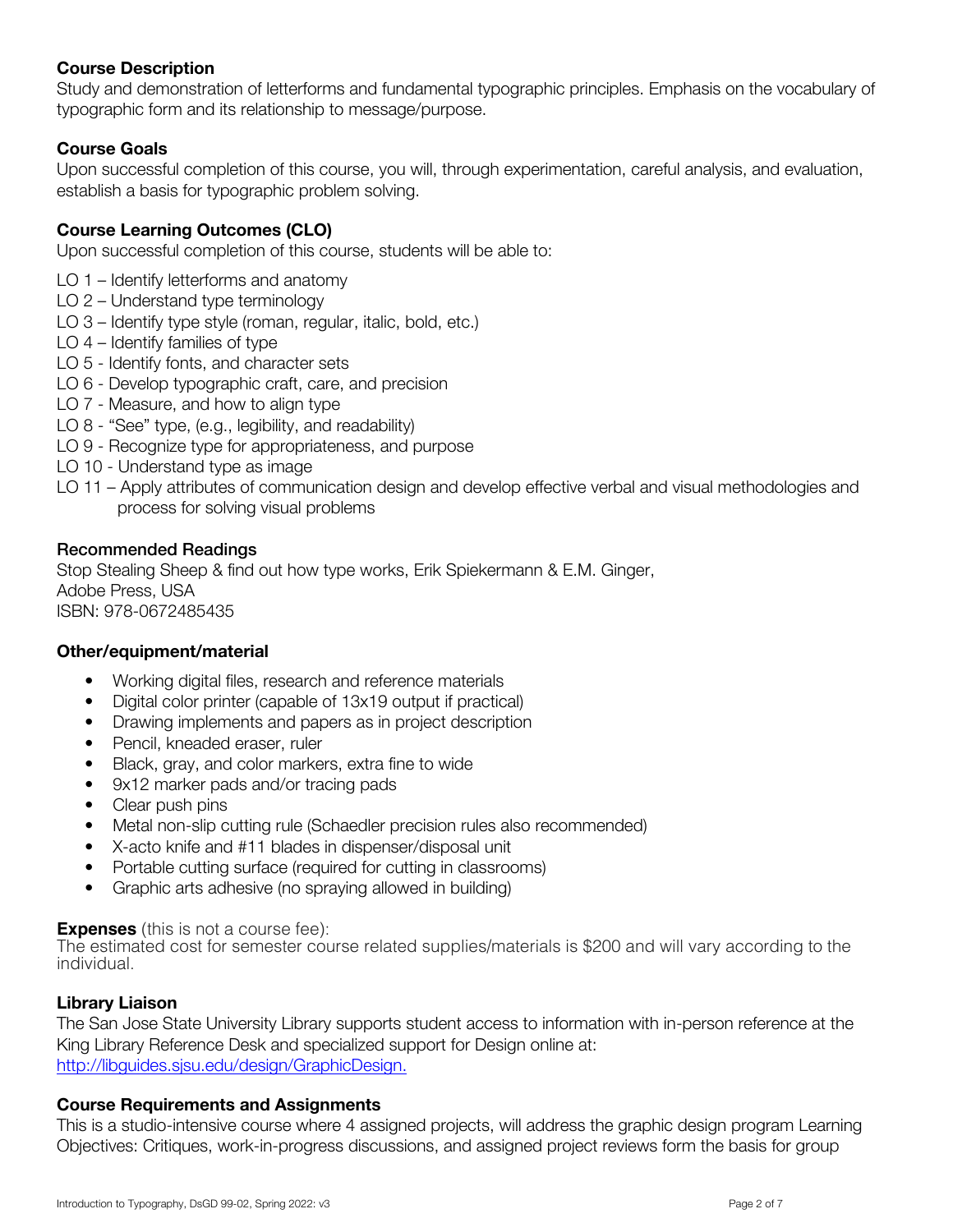### Course Description

Study and demonstration of letterforms and fundamental typographic principles. Emphasis on the vocabulary of typographic form and its relationship to message/purpose.

### Course Goals

Upon successful completion of this course, you will, through experimentation, careful analysis, and evaluation, establish a basis for typographic problem solving.

### Course Learning Outcomes (CLO)

Upon successful completion of this course, students will be able to:

LO 1 – Identify letterforms and anatomy
LO 2 – Understand type terminology
LO 3 – Identify type style (roman, regular, italic, bold, etc.)
LO 4 – Identify families of type
LO 5 - Identify fonts, and character sets
LO 6 - Develop typographic craft, care, and precision
LO 7 - Measure, and how to align type
LO 8 - "See" type, (e.g., legibility, and readability)
LO 9 - Recognize type for appropriateness, and purpose
LO 10 - Understand type as image
LO 11 – Apply attributes of communication design and develop effective verbal and visual methodologies and process for solving visual problems

### Recommended Readings

Stop Stealing Sheep & find out how type works, Erik Spiekermann & E.M. Ginger,
Adobe Press, USA
ISBN: 978-0672485435

### Other/equipment/material

- Working digital files, research and reference materials
- Digital color printer (capable of 13x19 output if practical)
- Drawing implements and papers as in project description
- Pencil, kneaded eraser, ruler
- Black, gray, and color markers, extra fine to wide
- 9x12 marker pads and/or tracing pads
- Clear push pins
- Metal non-slip cutting rule (Schaedler precision rules also recommended)
- X-acto knife and #11 blades in dispenser/disposal unit
- Portable cutting surface (required for cutting in classrooms)
- Graphic arts adhesive (no spraying allowed in building)

**Expenses** (this is not a course fee):
The estimated cost for semester course related supplies/materials is $200 and will vary according to the individual.

### Library Liaison

The San Jose State University Library supports student access to information with in-person reference at the King Library Reference Desk and specialized support for Design online at:
[http://libguides.sjsu.edu/design/GraphicDesign.](http://libguides.sjsu.edu/design/GraphicDesign)

### Course Requirements and Assignments

This is a studio-intensive course where 4 assigned projects, will address the graphic design program Learning Objectives: Critiques, work-in-progress discussions, and assigned project reviews form the basis for group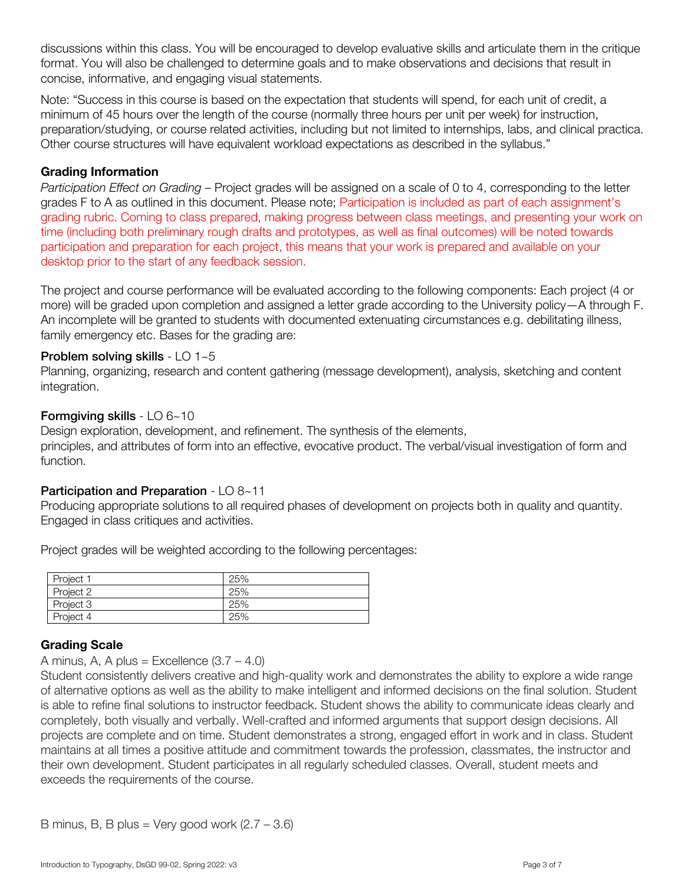discussions within this class. You will be encouraged to develop evaluative skills and articulate them in the critique format. You will also be challenged to determine goals and to make observations and decisions that result in concise, informative, and engaging visual statements.

Note: "Success in this course is based on the expectation that students will spend, for each unit of credit, a minimum of 45 hours over the length of the course (normally three hours per unit per week) for instruction, preparation/studying, or course related activities, including but not limited to internships, labs, and clinical practica. Other course structures will have equivalent workload expectations as described in the syllabus."

### Grading Information

*Participation Effect on Grading* – Project grades will be assigned on a scale of 0 to 4, corresponding to the letter grades F to A as outlined in this document. Please note; Participation is included as part of each assignment's grading rubric. Coming to class prepared, making progress between class meetings, and presenting your work on time (including both preliminary rough drafts and prototypes, as well as final outcomes) will be noted towards participation and preparation for each project, this means that your work is prepared and available on your desktop prior to the start of any feedback session.

The project and course performance will be evaluated according to the following components: Each project (4 or more) will be graded upon completion and assigned a letter grade according to the University policy—A through F. An incomplete will be granted to students with documented extenuating circumstances e.g. debilitating illness, family emergency etc. Bases for the grading are:

**Problem solving skills** - LO 1~5
Planning, organizing, research and content gathering (message development), analysis, sketching and content integration.

**Formgiving skills** - LO 6~10
Design exploration, development, and refinement. The synthesis of the elements, principles, and attributes of form into an effective, evocative product. The verbal/visual investigation of form and function.

**Participation and Preparation** - LO 8~11
Producing appropriate solutions to all required phases of development on projects both in quality and quantity. Engaged in class critiques and activities.

Project grades will be weighted according to the following percentages:

| Project | Weight |
|---|---|
| Project 1 | 25% |
| Project 2 | 25% |
| Project 3 | 25% |
| Project 4 | 25% |

### Grading Scale

A minus, A, A plus = Excellence (3.7 – 4.0)
Student consistently delivers creative and high-quality work and demonstrates the ability to explore a wide range of alternative options as well as the ability to make intelligent and informed decisions on the final solution. Student is able to refine final solutions to instructor feedback. Student shows the ability to communicate ideas clearly and completely, both visually and verbally. Well-crafted and informed arguments that support design decisions. All projects are complete and on time. Student demonstrates a strong, engaged effort in work and in class. Student maintains at all times a positive attitude and commitment towards the profession, classmates, the instructor and their own development. Student participates in all regularly scheduled classes. Overall, student meets and exceeds the requirements of the course.

B minus, B, B plus = Very good work (2.7 – 3.6)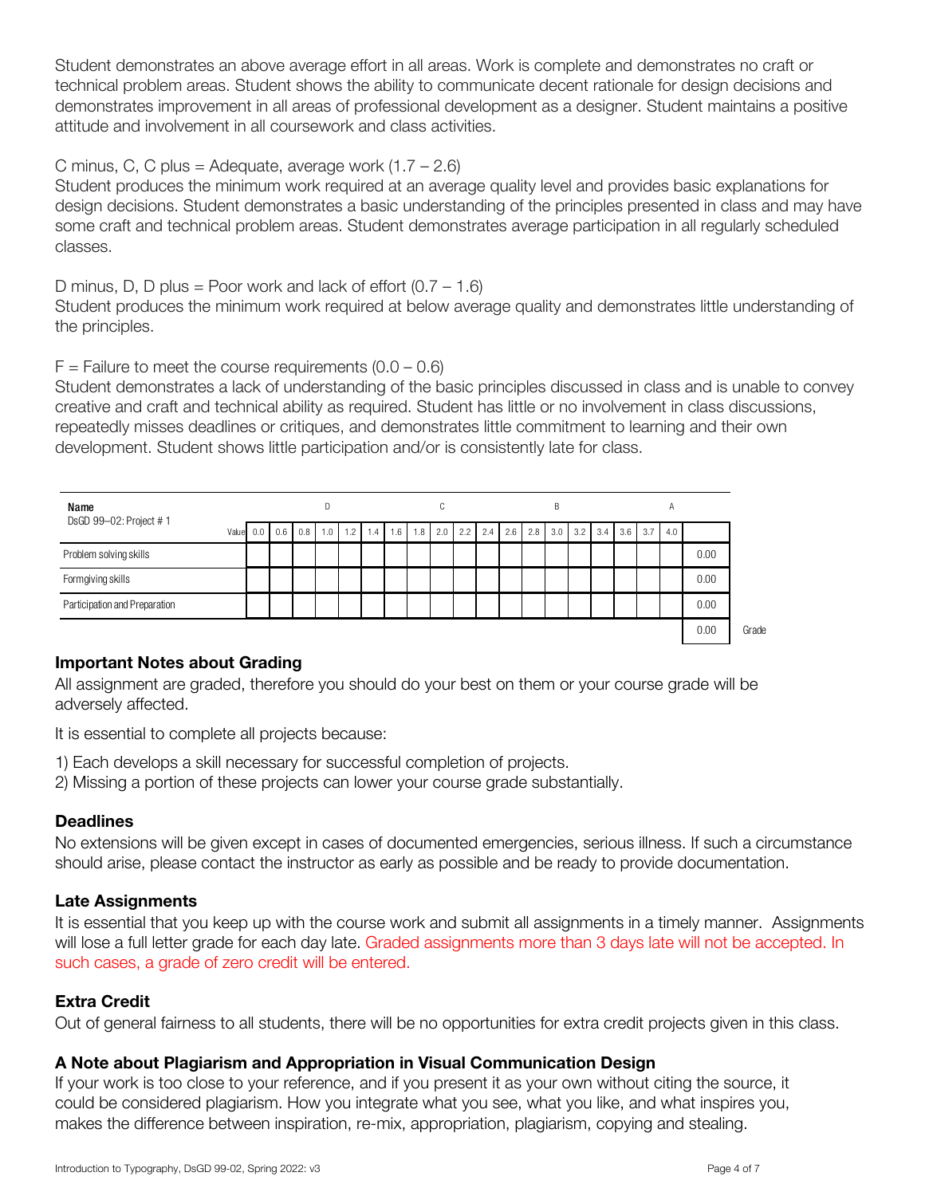Student demonstrates an above average effort in all areas. Work is complete and demonstrates no craft or technical problem areas. Student shows the ability to communicate decent rationale for design decisions and demonstrates improvement in all areas of professional development as a designer. Student maintains a positive attitude and involvement in all coursework and class activities.

C minus, C, C plus = Adequate, average work (1.7 – 2.6)
Student produces the minimum work required at an average quality level and provides basic explanations for design decisions. Student demonstrates a basic understanding of the principles presented in class and may have some craft and technical problem areas. Student demonstrates average participation in all regularly scheduled classes.

D minus, D, D plus = Poor work and lack of effort (0.7 – 1.6)
Student produces the minimum work required at below average quality and demonstrates little understanding of the principles.

F = Failure to meet the course requirements (0.0 – 0.6)
Student demonstrates a lack of understanding of the basic principles discussed in class and is unable to convey creative and craft and technical ability as required. Student has little or no involvement in class discussions, repeatedly misses deadlines or critiques, and demonstrates little commitment to learning and their own development. Student shows little participation and/or is consistently late for class.

| **Name** DsGD 99–02: Project # 1 | | | | D | | | | | C | | | | | B | | | | | A | | |
|---|---|---|---|---|---|---|---|---|---|---|---|---|---|---|---|---|---|---|---|---|---|
| Value | 0.0 | 0.6 | 0.8 | 1.0 | 1.2 | 1.4 | 1.6 | 1.8 | 2.0 | 2.2 | 2.4 | 2.6 | 2.8 | 3.0 | 3.2 | 3.4 | 3.6 | 3.7 | 4.0 | | |
| Problem solving skills | | | | | | | | | | | | | | | | | | | | 0.00 | |
| Formgiving skills | | | | | | | | | | | | | | | | | | | | 0.00 | |
| Participation and Preparation | | | | | | | | | | | | | | | | | | | | 0.00 | |
| | | | | | | | | | | | | | | | | | | | | 0.00 | Grade |

### Important Notes about Grading

All assignment are graded, therefore you should do your best on them or your course grade will be adversely affected.

It is essential to complete all projects because:

1) Each develops a skill necessary for successful completion of projects.
2) Missing a portion of these projects can lower your course grade substantially.

### Deadlines

No extensions will be given except in cases of documented emergencies, serious illness. If such a circumstance should arise, please contact the instructor as early as possible and be ready to provide documentation.

### Late Assignments

It is essential that you keep up with the course work and submit all assignments in a timely manner. Assignments will lose a full letter grade for each day late. Graded assignments more than 3 days late will not be accepted. In such cases, a grade of zero credit will be entered.

### Extra Credit

Out of general fairness to all students, there will be no opportunities for extra credit projects given in this class.

### A Note about Plagiarism and Appropriation in Visual Communication Design

If your work is too close to your reference, and if you present it as your own without citing the source, it could be considered plagiarism. How you integrate what you see, what you like, and what inspires you, makes the difference between inspiration, re-mix, appropriation, plagiarism, copying and stealing.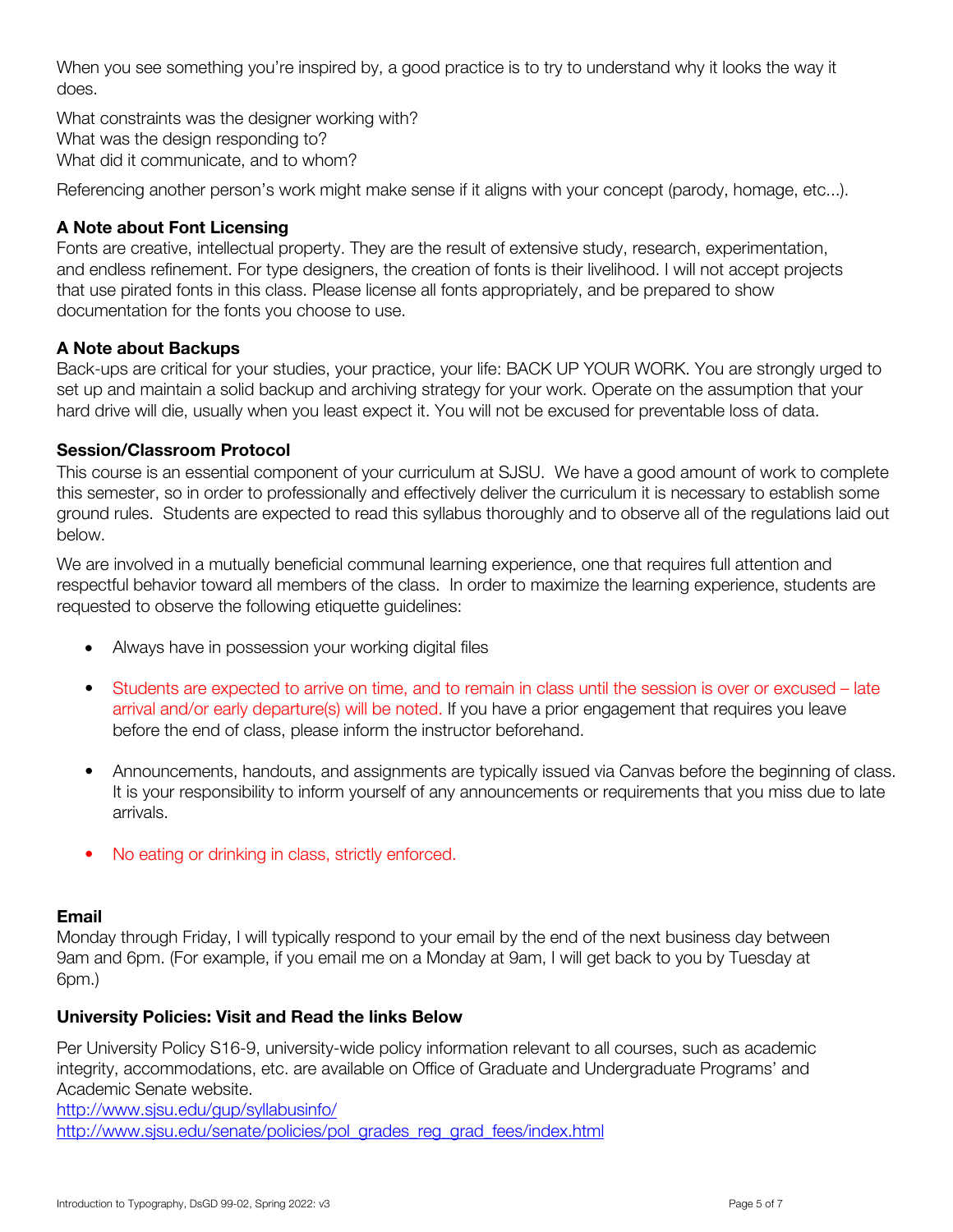When you see something you're inspired by, a good practice is to try to understand why it looks the way it does.

What constraints was the designer working with?  
What was the design responding to?  
What did it communicate, and to whom?

Referencing another person's work might make sense if it aligns with your concept (parody, homage, etc...).

**A Note about Font Licensing**  
Fonts are creative, intellectual property. They are the result of extensive study, research, experimentation, and endless refinement. For type designers, the creation of fonts is their livelihood. I will not accept projects that use pirated fonts in this class. Please license all fonts appropriately, and be prepared to show documentation for the fonts you choose to use.

**A Note about Backups**  
Back-ups are critical for your studies, your practice, your life: BACK UP YOUR WORK. You are strongly urged to set up and maintain a solid backup and archiving strategy for your work. Operate on the assumption that your hard drive will die, usually when you least expect it. You will not be excused for preventable loss of data.

**Session/Classroom Protocol**  
This course is an essential component of your curriculum at SJSU. We have a good amount of work to complete this semester, so in order to professionally and effectively deliver the curriculum it is necessary to establish some ground rules. Students are expected to read this syllabus thoroughly and to observe all of the regulations laid out below.

We are involved in a mutually beneficial communal learning experience, one that requires full attention and respectful behavior toward all members of the class. In order to maximize the learning experience, students are requested to observe the following etiquette guidelines:

- Always have in possession your working digital files
- Students are expected to arrive on time, and to remain in class until the session is over or excused – late arrival and/or early departure(s) will be noted. If you have a prior engagement that requires you leave before the end of class, please inform the instructor beforehand.
- Announcements, handouts, and assignments are typically issued via Canvas before the beginning of class. It is your responsibility to inform yourself of any announcements or requirements that you miss due to late arrivals.
- No eating or drinking in class, strictly enforced.

**Email**  
Monday through Friday, I will typically respond to your email by the end of the next business day between 9am and 6pm. (For example, if you email me on a Monday at 9am, I will get back to you by Tuesday at 6pm.)

**University Policies: Visit and Read the links Below**

Per University Policy S16-9, university-wide policy information relevant to all courses, such as academic integrity, accommodations, etc. are available on Office of Graduate and Undergraduate Programs' and Academic Senate website.  
http://www.sjsu.edu/gup/syllabusinfo/  
http://www.sjsu.edu/senate/policies/pol_grades_reg_grad_fees/index.html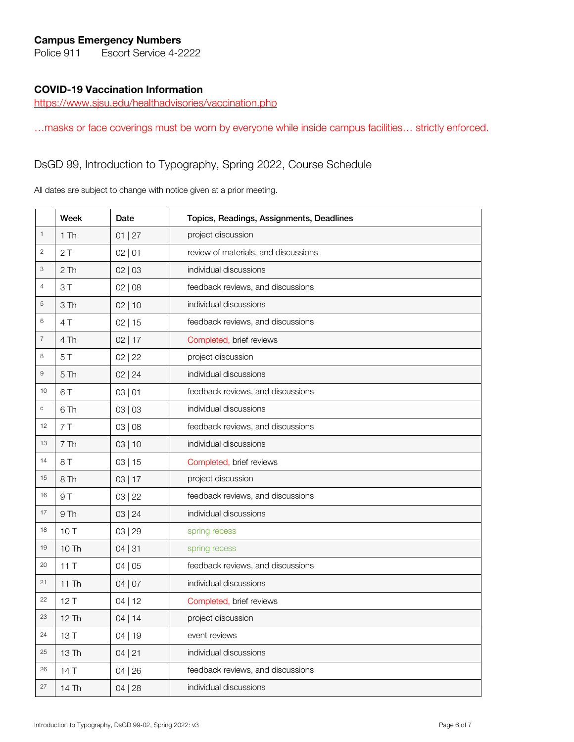**Campus Emergency Numbers**

Police 911 Escort Service 4-2222

**COVID-19 Vaccination Information**

https://www.sjsu.edu/healthadvisories/vaccination.php

…masks or face coverings must be worn by everyone while inside campus facilities… strictly enforced.

## DsGD 99, Introduction to Typography, Spring 2022, Course Schedule

All dates are subject to change with notice given at a prior meeting.

| | Week | Date | Topics, Readings, Assignments, Deadlines |
|---|---|---|---|
| 1 | 1 Th | 01 \| 27 | project discussion |
| 2 | 2 T | 02 \| 01 | review of materials, and discussions |
| 3 | 2 Th | 02 \| 03 | individual discussions |
| 4 | 3 T | 02 \| 08 | feedback reviews, and discussions |
| 5 | 3 Th | 02 \| 10 | individual discussions |
| 6 | 4 T | 02 \| 15 | feedback reviews, and discussions |
| 7 | 4 Th | 02 \| 17 | Completed, brief reviews |
| 8 | 5 T | 02 \| 22 | project discussion |
| 9 | 5 Th | 02 \| 24 | individual discussions |
| 10 | 6 T | 03 \| 01 | feedback reviews, and discussions |
| c | 6 Th | 03 \| 03 | individual discussions |
| 12 | 7 T | 03 \| 08 | feedback reviews, and discussions |
| 13 | 7 Th | 03 \| 10 | individual discussions |
| 14 | 8 T | 03 \| 15 | Completed, brief reviews |
| 15 | 8 Th | 03 \| 17 | project discussion |
| 16 | 9 T | 03 \| 22 | feedback reviews, and discussions |
| 17 | 9 Th | 03 \| 24 | individual discussions |
| 18 | 10 T | 03 \| 29 | spring recess |
| 19 | 10 Th | 04 \| 31 | spring recess |
| 20 | 11 T | 04 \| 05 | feedback reviews, and discussions |
| 21 | 11 Th | 04 \| 07 | individual discussions |
| 22 | 12 T | 04 \| 12 | Completed, brief reviews |
| 23 | 12 Th | 04 \| 14 | project discussion |
| 24 | 13 T | 04 \| 19 | event reviews |
| 25 | 13 Th | 04 \| 21 | individual discussions |
| 26 | 14 T | 04 \| 26 | feedback reviews, and discussions |
| 27 | 14 Th | 04 \| 28 | individual discussions |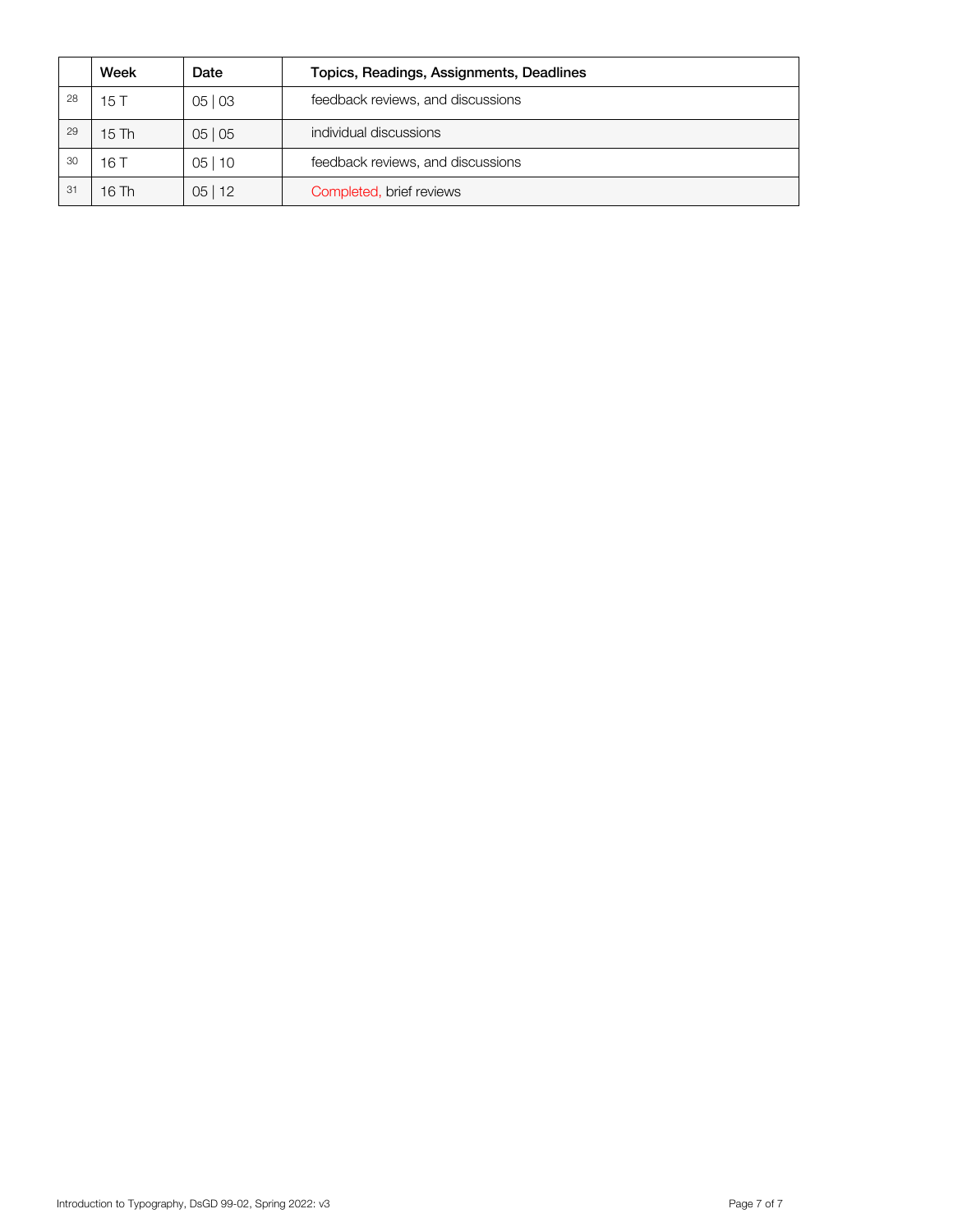| | Week | Date | Topics, Readings, Assignments, Deadlines |
|---|---|---|---|
| 28 | 15 T | 05 \| 03 | feedback reviews, and discussions |
| 29 | 15 Th | 05 \| 05 | individual discussions |
| 30 | 16 T | 05 \| 10 | feedback reviews, and discussions |
| 31 | 16 Th | 05 \| 12 | Completed, brief reviews |